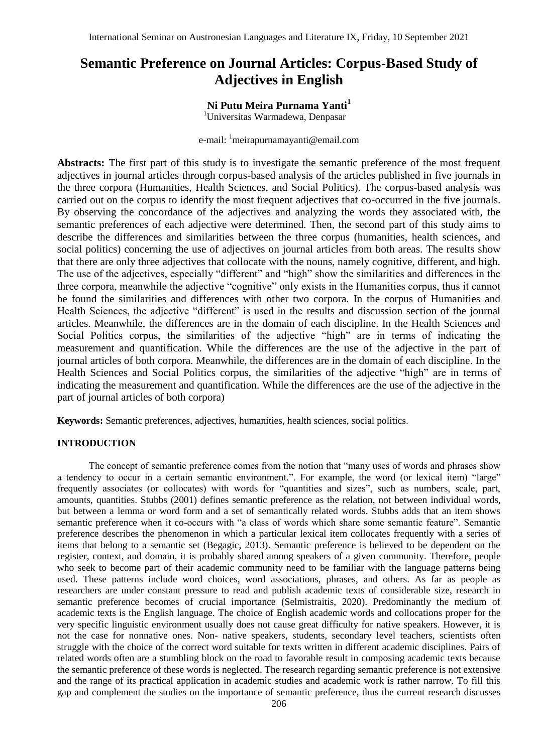# Semantic Preference on Journal Articles: Corpus-Based Study of Adjectives in English

**Ni Putu Meira Purnama Yanti**[1]

[1]Universitas Warmadewa, Denpasar

e-mail: [1]meirapurnamayanti@email.com

**Abstracts:** The first part of this study is to investigate the semantic preference of the most frequent adjectives in journal articles through corpus-based analysis of the articles published in five journals in the three corpora (Humanities, Health Sciences, and Social Politics). The corpus-based analysis was carried out on the corpus to identify the most frequent adjectives that co-occurred in the five journals. By observing the concordance of the adjectives and analyzing the words they associated with, the semantic preferences of each adjective were determined. Then, the second part of this study aims to describe the differences and similarities between the three corpus (humanities, health sciences, and social politics) concerning the use of adjectives on journal articles from both areas. The results show that there are only three adjectives that collocate with the nouns, namely cognitive, different, and high. The use of the adjectives, especially "different" and "high" show the similarities and differences in the three corpora, meanwhile the adjective "cognitive" only exists in the Humanities corpus, thus it cannot be found the similarities and differences with other two corpora. In the corpus of Humanities and Health Sciences, the adjective "different" is used in the results and discussion section of the journal articles. Meanwhile, the differences are in the domain of each discipline. In the Health Sciences and Social Politics corpus, the similarities of the adjective "high" are in terms of indicating the measurement and quantification. While the differences are the use of the adjective in the part of journal articles of both corpora. Meanwhile, the differences are in the domain of each discipline. In the Health Sciences and Social Politics corpus, the similarities of the adjective "high" are in terms of indicating the measurement and quantification. While the differences are the use of the adjective in the part of journal articles of both corpora)

**Keywords:** Semantic preferences, adjectives, humanities, health sciences, social politics.

## INTRODUCTION

The concept of semantic preference comes from the notion that "many uses of words and phrases show a tendency to occur in a certain semantic environment.". For example, the word (or lexical item) "large" frequently associates (or collocates) with words for "quantities and sizes", such as numbers, scale, part, amounts, quantities. Stubbs (2001) defines semantic preference as the relation, not between individual words, but between a lemma or word form and a set of semantically related words. Stubbs adds that an item shows semantic preference when it co-occurs with "a class of words which share some semantic feature". Semantic preference describes the phenomenon in which a particular lexical item collocates frequently with a series of items that belong to a semantic set (Begagic, 2013). Semantic preference is believed to be dependent on the register, context, and domain, it is probably shared among speakers of a given community. Therefore, people who seek to become part of their academic community need to be familiar with the language patterns being used. These patterns include word choices, word associations, phrases, and others. As far as people as researchers are under constant pressure to read and publish academic texts of considerable size, research in semantic preference becomes of crucial importance (Selmistraitis, 2020). Predominantly the medium of academic texts is the English language. The choice of English academic words and collocations proper for the very specific linguistic environment usually does not cause great difficulty for native speakers. However, it is not the case for nonnative ones. Non- native speakers, students, secondary level teachers, scientists often struggle with the choice of the correct word suitable for texts written in different academic disciplines. Pairs of related words often are a stumbling block on the road to favorable result in composing academic texts because the semantic preference of these words is neglected. The research regarding semantic preference is not extensive and the range of its practical application in academic studies and academic work is rather narrow. To fill this gap and complement the studies on the importance of semantic preference, thus the current research discusses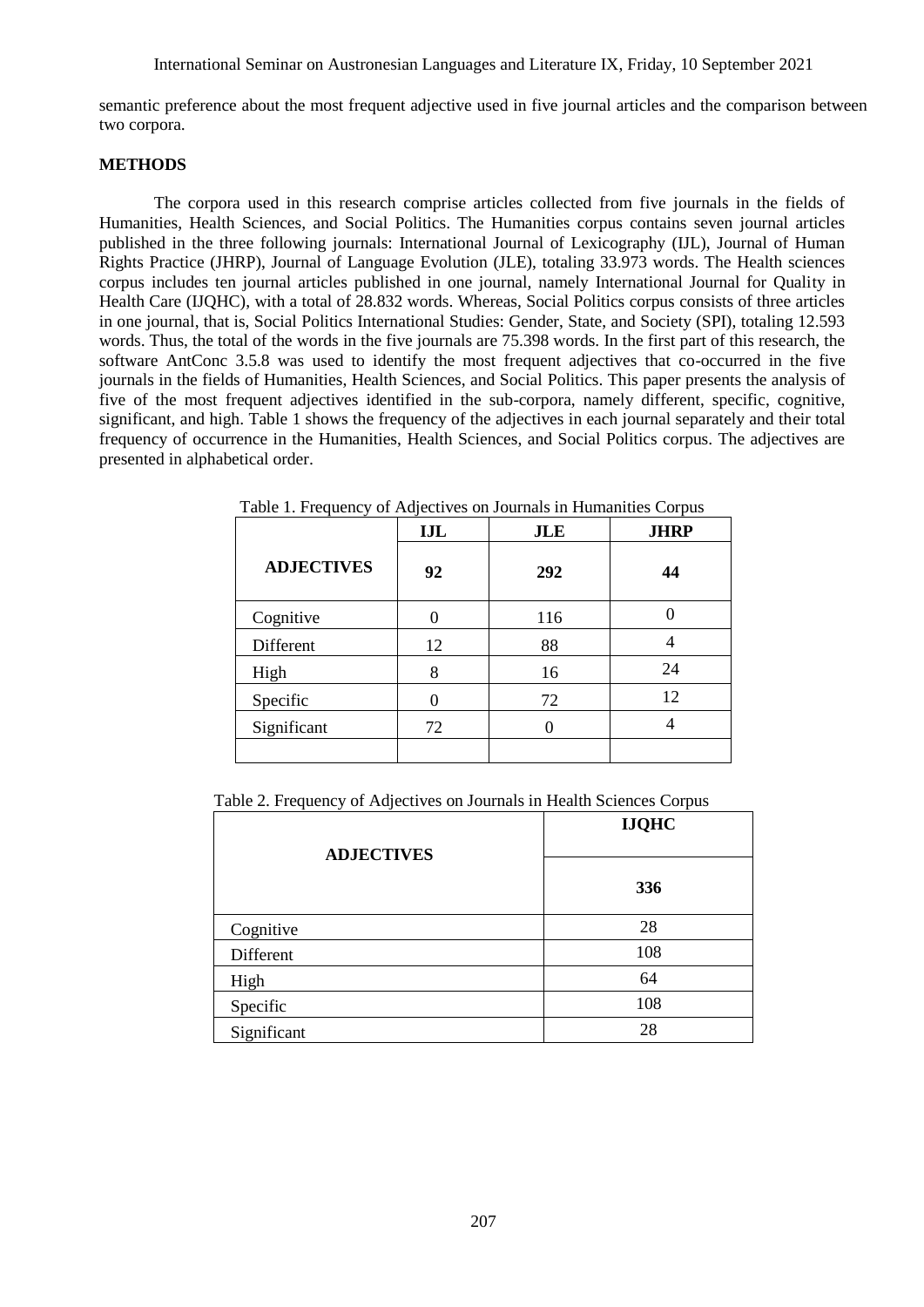semantic preference about the most frequent adjective used in five journal articles and the comparison between two corpora.

**METHODS**

The corpora used in this research comprise articles collected from five journals in the fields of Humanities, Health Sciences, and Social Politics. The Humanities corpus contains seven journal articles published in the three following journals: International Journal of Lexicography (IJL), Journal of Human Rights Practice (JHRP), Journal of Language Evolution (JLE), totaling 33.973 words. The Health sciences corpus includes ten journal articles published in one journal, namely International Journal for Quality in Health Care (IJQHC), with a total of 28.832 words. Whereas, Social Politics corpus consists of three articles in one journal, that is, Social Politics International Studies: Gender, State, and Society (SPI), totaling 12.593 words. Thus, the total of the words in the five journals are 75.398 words. In the first part of this research, the software AntConc 3.5.8 was used to identify the most frequent adjectives that co-occurred in the five journals in the fields of Humanities, Health Sciences, and Social Politics. This paper presents the analysis of five of the most frequent adjectives identified in the sub-corpora, namely different, specific, cognitive, significant, and high. Table 1 shows the frequency of the adjectives in each journal separately and their total frequency of occurrence in the Humanities, Health Sciences, and Social Politics corpus. The adjectives are presented in alphabetical order.

Table 1. Frequency of Adjectives on Journals in Humanities Corpus

| ADJECTIVES | IJL | JLE | JHRP |
|---|---|---|---|
| | **92** | **292** | **44** |
| Cognitive | 0 | 116 | 0 |
| Different | 12 | 88 | 4 |
| High | 8 | 16 | 24 |
| Specific | 0 | 72 | 12 |
| Significant | 72 | 0 | 4 |
| | | | |

Table 2. Frequency of Adjectives on Journals in Health Sciences Corpus

| ADJECTIVES | IJQHC |
|---|---|
| | **336** |
| Cognitive | 28 |
| Different | 108 |
| High | 64 |
| Specific | 108 |
| Significant | 28 |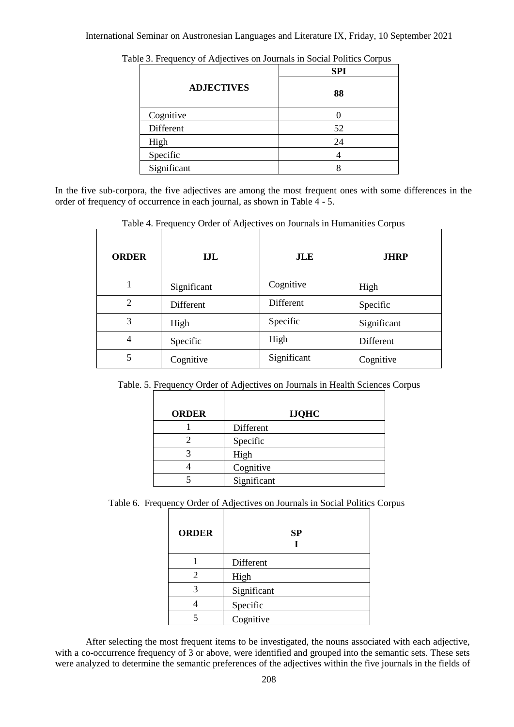Table 3. Frequency of Adjectives on Journals in Social Politics Corpus

| ADJECTIVES | SPI |
|---|---|
| | **88** |
| Cognitive | 0 |
| Different | 52 |
| High | 24 |
| Specific | 4 |
| Significant | 8 |

In the five sub-corpora, the five adjectives are among the most frequent ones with some differences in the order of frequency of occurrence in each journal, as shown in Table 4 - 5.

Table 4. Frequency Order of Adjectives on Journals in Humanities Corpus

| ORDER | IJL | JLE | JHRP |
|---|---|---|---|
| 1 | Significant | Cognitive | High |
| 2 | Different | Different | Specific |
| 3 | High | Specific | Significant |
| 4 | Specific | High | Different |
| 5 | Cognitive | Significant | Cognitive |

Table. 5. Frequency Order of Adjectives on Journals in Health Sciences Corpus

| ORDER | IJQHC |
|---|---|
| 1 | Different |
| 2 | Specific |
| 3 | High |
| 4 | Cognitive |
| 5 | Significant |

Table 6. Frequency Order of Adjectives on Journals in Social Politics Corpus

| ORDER | SPI |
|---|---|
| 1 | Different |
| 2 | High |
| 3 | Significant |
| 4 | Specific |
| 5 | Cognitive |

After selecting the most frequent items to be investigated, the nouns associated with each adjective, with a co-occurrence frequency of 3 or above, were identified and grouped into the semantic sets. These sets were analyzed to determine the semantic preferences of the adjectives within the five journals in the fields of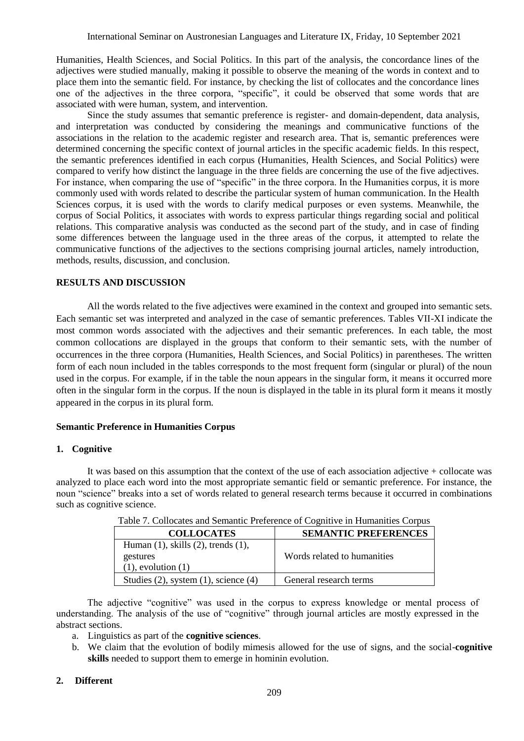Humanities, Health Sciences, and Social Politics. In this part of the analysis, the concordance lines of the adjectives were studied manually, making it possible to observe the meaning of the words in context and to place them into the semantic field. For instance, by checking the list of collocates and the concordance lines one of the adjectives in the three corpora, "specific", it could be observed that some words that are associated with were human, system, and intervention.

Since the study assumes that semantic preference is register- and domain-dependent, data analysis, and interpretation was conducted by considering the meanings and communicative functions of the associations in the relation to the academic register and research area. That is, semantic preferences were determined concerning the specific context of journal articles in the specific academic fields. In this respect, the semantic preferences identified in each corpus (Humanities, Health Sciences, and Social Politics) were compared to verify how distinct the language in the three fields are concerning the use of the five adjectives. For instance, when comparing the use of "specific" in the three corpora. In the Humanities corpus, it is more commonly used with words related to describe the particular system of human communication. In the Health Sciences corpus, it is used with the words to clarify medical purposes or even systems. Meanwhile, the corpus of Social Politics, it associates with words to express particular things regarding social and political relations. This comparative analysis was conducted as the second part of the study, and in case of finding some differences between the language used in the three areas of the corpus, it attempted to relate the communicative functions of the adjectives to the sections comprising journal articles, namely introduction, methods, results, discussion, and conclusion.

## RESULTS AND DISCUSSION

All the words related to the five adjectives were examined in the context and grouped into semantic sets. Each semantic set was interpreted and analyzed in the case of semantic preferences. Tables VII-XI indicate the most common words associated with the adjectives and their semantic preferences. In each table, the most common collocations are displayed in the groups that conform to their semantic sets, with the number of occurrences in the three corpora (Humanities, Health Sciences, and Social Politics) in parentheses. The written form of each noun included in the tables corresponds to the most frequent form (singular or plural) of the noun used in the corpus. For example, if in the table the noun appears in the singular form, it means it occurred more often in the singular form in the corpus. If the noun is displayed in the table in its plural form it means it mostly appeared in the corpus in its plural form.

### Semantic Preference in Humanities Corpus

#### 1. Cognitive

It was based on this assumption that the context of the use of each association adjective + collocate was analyzed to place each word into the most appropriate semantic field or semantic preference. For instance, the noun "science" breaks into a set of words related to general research terms because it occurred in combinations such as cognitive science.

Table 7. Collocates and Semantic Preference of Cognitive in Humanities Corpus

| COLLOCATES | SEMANTIC PREFERENCES |
|---|---|
| Human (1), skills (2), trends (1), gestures (1), evolution (1) | Words related to humanities |
| Studies (2), system (1), science (4) | General research terms |

The adjective "cognitive" was used in the corpus to express knowledge or mental process of understanding. The analysis of the use of "cognitive" through journal articles are mostly expressed in the abstract sections.

a. Linguistics as part of the **cognitive sciences**.
b. We claim that the evolution of bodily mimesis allowed for the use of signs, and the social-**cognitive skills** needed to support them to emerge in hominin evolution.

#### 2. Different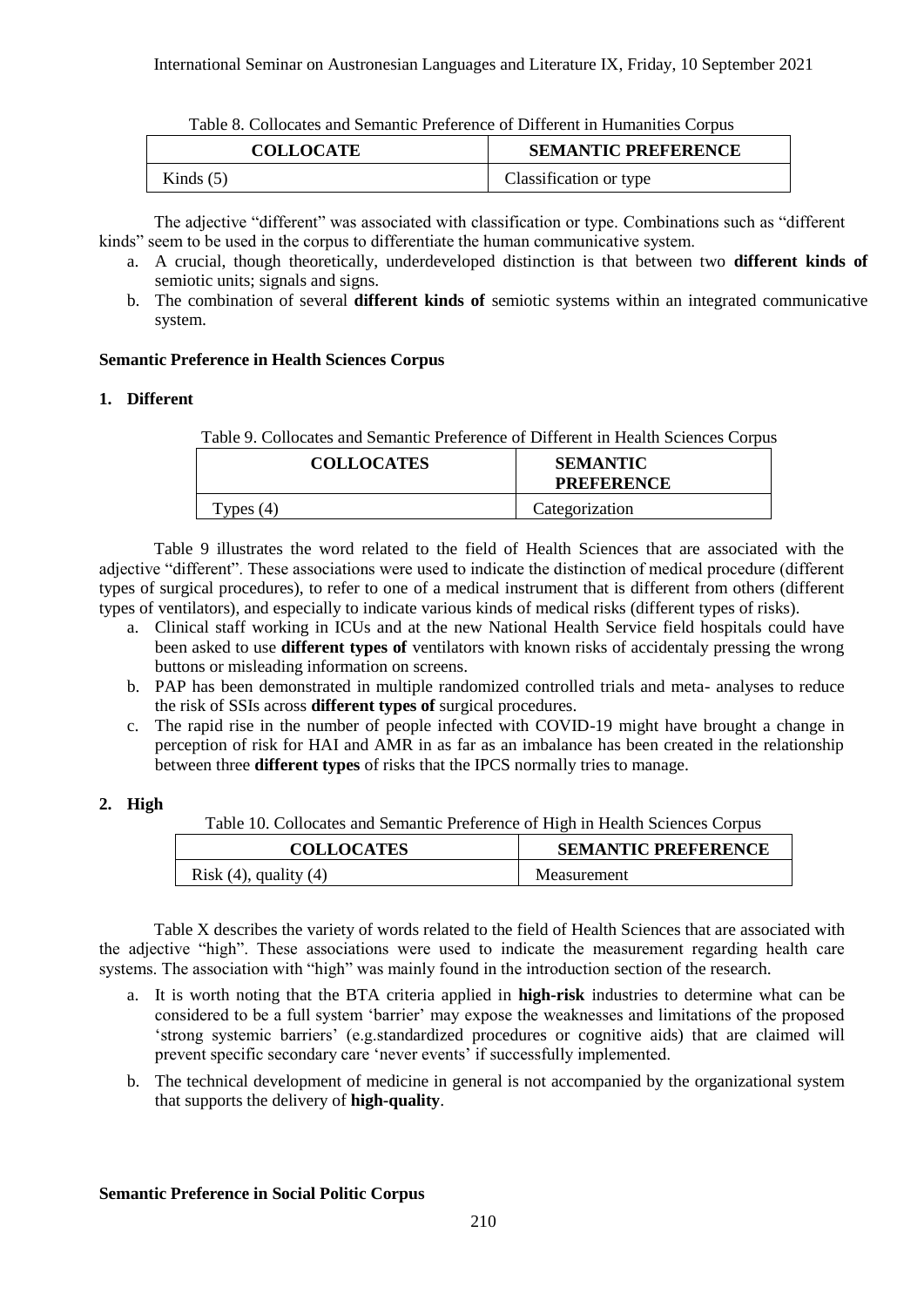Table 8. Collocates and Semantic Preference of Different in Humanities Corpus

| COLLOCATE | SEMANTIC PREFERENCE |
|---|---|
| Kinds (5) | Classification or type |

The adjective "different" was associated with classification or type. Combinations such as "different kinds" seem to be used in the corpus to differentiate the human communicative system.

a. A crucial, though theoretically, underdeveloped distinction is that between two **different kinds of** semiotic units; signals and signs.
b. The combination of several **different kinds of** semiotic systems within an integrated communicative system.

### Semantic Preference in Health Sciences Corpus

#### 1. Different

Table 9. Collocates and Semantic Preference of Different in Health Sciences Corpus

| COLLOCATES | SEMANTIC PREFERENCE |
|---|---|
| Types (4) | Categorization |

Table 9 illustrates the word related to the field of Health Sciences that are associated with the adjective "different". These associations were used to indicate the distinction of medical procedure (different types of surgical procedures), to refer to one of a medical instrument that is different from others (different types of ventilators), and especially to indicate various kinds of medical risks (different types of risks).

a. Clinical staff working in ICUs and at the new National Health Service field hospitals could have been asked to use **different types of** ventilators with known risks of accidentaly pressing the wrong buttons or misleading information on screens.
b. PAP has been demonstrated in multiple randomized controlled trials and meta- analyses to reduce the risk of SSIs across **different types of** surgical procedures.
c. The rapid rise in the number of people infected with COVID-19 might have brought a change in perception of risk for HAI and AMR in as far as an imbalance has been created in the relationship between three **different types** of risks that the IPCS normally tries to manage.

#### 2. High

Table 10. Collocates and Semantic Preference of High in Health Sciences Corpus

| COLLOCATES | SEMANTIC PREFERENCE |
|---|---|
| Risk (4), quality (4) | Measurement |

Table X describes the variety of words related to the field of Health Sciences that are associated with the adjective "high". These associations were used to indicate the measurement regarding health care systems. The association with "high" was mainly found in the introduction section of the research.

a. It is worth noting that the BTA criteria applied in **high-risk** industries to determine what can be considered to be a full system 'barrier' may expose the weaknesses and limitations of the proposed 'strong systemic barriers' (e.g.standardized procedures or cognitive aids) that are claimed will prevent specific secondary care 'never events' if successfully implemented.
b. The technical development of medicine in general is not accompanied by the organizational system that supports the delivery of **high-quality**.

### Semantic Preference in Social Politic Corpus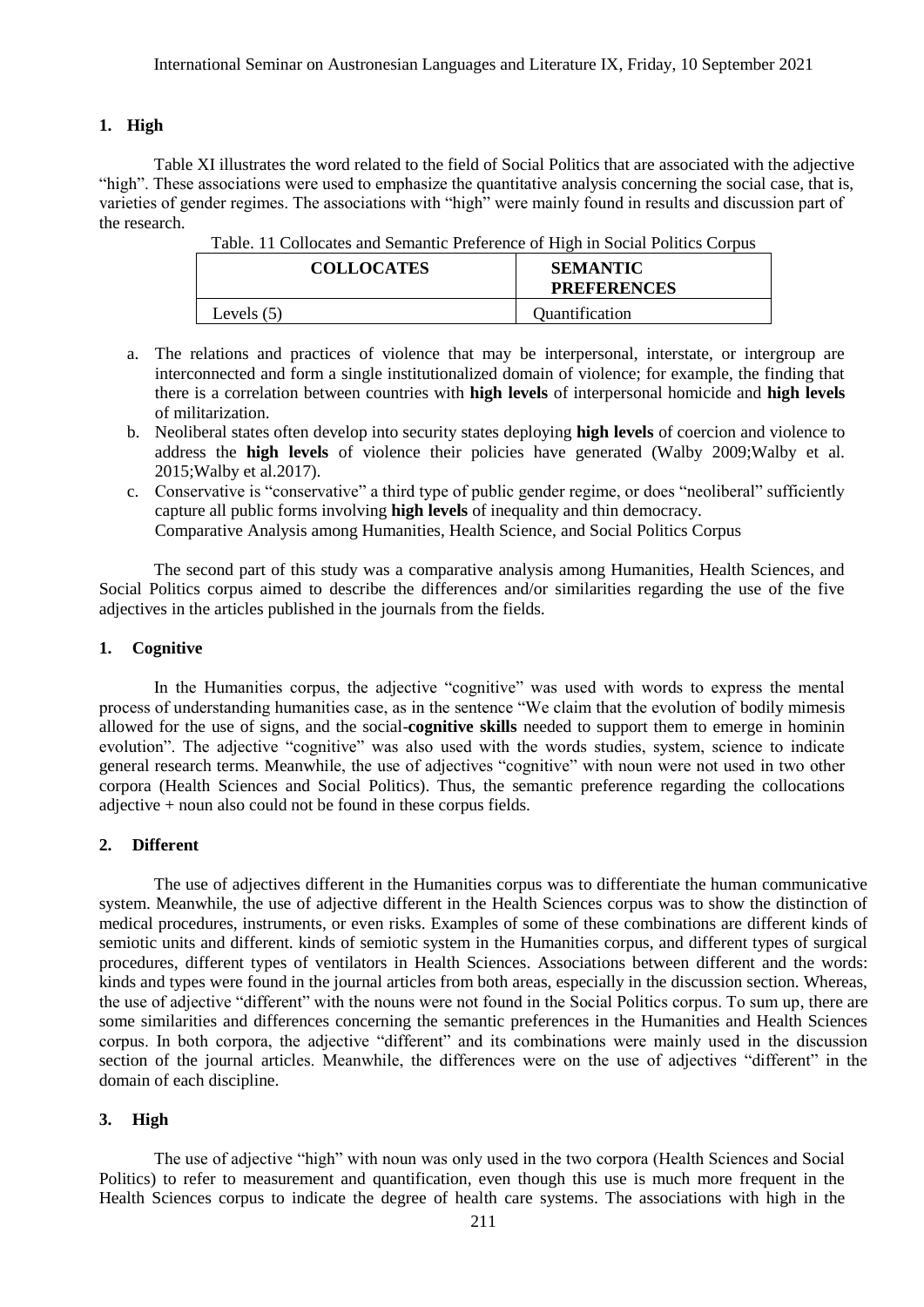### 1. High

Table XI illustrates the word related to the field of Social Politics that are associated with the adjective "high". These associations were used to emphasize the quantitative analysis concerning the social case, that is, varieties of gender regimes. The associations with "high" were mainly found in results and discussion part of the research.

Table. 11 Collocates and Semantic Preference of High in Social Politics Corpus

| COLLOCATES | SEMANTIC PREFERENCES |
|---|---|
| Levels (5) | Quantification |

a. The relations and practices of violence that may be interpersonal, interstate, or intergroup are interconnected and form a single institutionalized domain of violence; for example, the finding that there is a correlation between countries with **high levels** of interpersonal homicide and **high levels** of militarization.
b. Neoliberal states often develop into security states deploying **high levels** of coercion and violence to address the **high levels** of violence their policies have generated (Walby 2009;Walby et al. 2015;Walby et al.2017).
c. Conservative is "conservative" a third type of public gender regime, or does "neoliberal" sufficiently capture all public forms involving **high levels** of inequality and thin democracy.

Comparative Analysis among Humanities, Health Science, and Social Politics Corpus

The second part of this study was a comparative analysis among Humanities, Health Sciences, and Social Politics corpus aimed to describe the differences and/or similarities regarding the use of the five adjectives in the articles published in the journals from the fields.

### 1. Cognitive

In the Humanities corpus, the adjective "cognitive" was used with words to express the mental process of understanding humanities case, as in the sentence "We claim that the evolution of bodily mimesis allowed for the use of signs, and the social-**cognitive skills** needed to support them to emerge in hominin evolution". The adjective "cognitive" was also used with the words studies, system, science to indicate general research terms. Meanwhile, the use of adjectives "cognitive" with noun were not used in two other corpora (Health Sciences and Social Politics). Thus, the semantic preference regarding the collocations adjective + noun also could not be found in these corpus fields.

### 2. Different

The use of adjectives different in the Humanities corpus was to differentiate the human communicative system. Meanwhile, the use of adjective different in the Health Sciences corpus was to show the distinction of medical procedures, instruments, or even risks. Examples of some of these combinations are different kinds of semiotic units and different. kinds of semiotic system in the Humanities corpus, and different types of surgical procedures, different types of ventilators in Health Sciences. Associations between different and the words: kinds and types were found in the journal articles from both areas, especially in the discussion section. Whereas, the use of adjective "different" with the nouns were not found in the Social Politics corpus. To sum up, there are some similarities and differences concerning the semantic preferences in the Humanities and Health Sciences corpus. In both corpora, the adjective "different" and its combinations were mainly used in the discussion section of the journal articles. Meanwhile, the differences were on the use of adjectives "different" in the domain of each discipline.

### 3. High

The use of adjective "high" with noun was only used in the two corpora (Health Sciences and Social Politics) to refer to measurement and quantification, even though this use is much more frequent in the Health Sciences corpus to indicate the degree of health care systems. The associations with high in the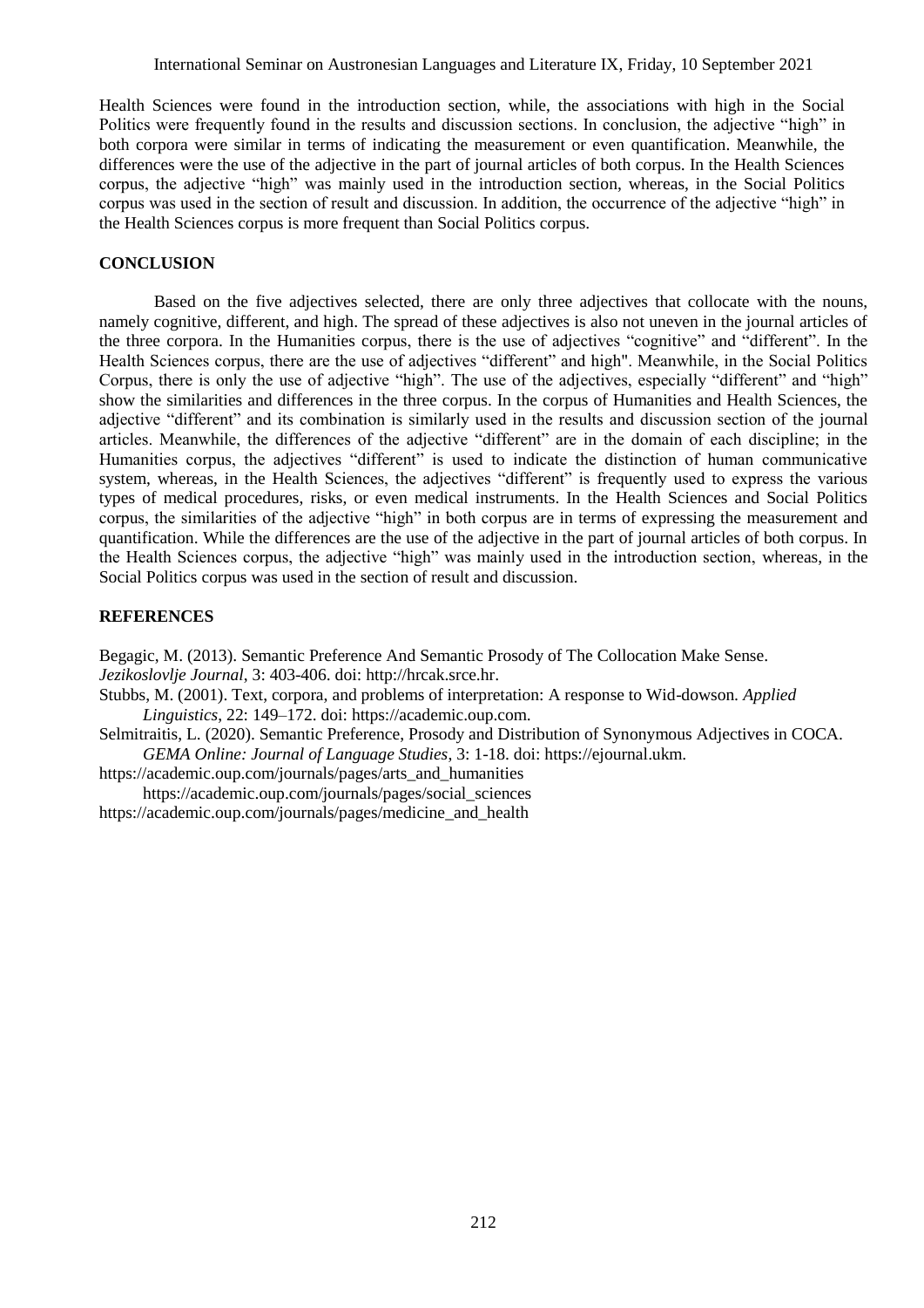Health Sciences were found in the introduction section, while, the associations with high in the Social Politics were frequently found in the results and discussion sections. In conclusion, the adjective "high" in both corpora were similar in terms of indicating the measurement or even quantification. Meanwhile, the differences were the use of the adjective in the part of journal articles of both corpus. In the Health Sciences corpus, the adjective "high" was mainly used in the introduction section, whereas, in the Social Politics corpus was used in the section of result and discussion. In addition, the occurrence of the adjective "high" in the Health Sciences corpus is more frequent than Social Politics corpus.

## CONCLUSION

Based on the five adjectives selected, there are only three adjectives that collocate with the nouns, namely cognitive, different, and high. The spread of these adjectives is also not uneven in the journal articles of the three corpora. In the Humanities corpus, there is the use of adjectives "cognitive" and "different". In the Health Sciences corpus, there are the use of adjectives "different" and high". Meanwhile, in the Social Politics Corpus, there is only the use of adjective "high". The use of the adjectives, especially "different" and "high" show the similarities and differences in the three corpus. In the corpus of Humanities and Health Sciences, the adjective "different" and its combination is similarly used in the results and discussion section of the journal articles. Meanwhile, the differences of the adjective "different" are in the domain of each discipline; in the Humanities corpus, the adjectives "different" is used to indicate the distinction of human communicative system, whereas, in the Health Sciences, the adjectives "different" is frequently used to express the various types of medical procedures, risks, or even medical instruments. In the Health Sciences and Social Politics corpus, the similarities of the adjective "high" in both corpus are in terms of expressing the measurement and quantification. While the differences are the use of the adjective in the part of journal articles of both corpus. In the Health Sciences corpus, the adjective "high" was mainly used in the introduction section, whereas, in the Social Politics corpus was used in the section of result and discussion.

## REFERENCES

Begagic, M. (2013). Semantic Preference And Semantic Prosody of The Collocation Make Sense. *Jezikoslovlje Journal*, 3: 403-406. doi: http://hrcak.srce.hr.

Stubbs, M. (2001). Text, corpora, and problems of interpretation: A response to Wid-dowson. *Applied Linguistics*, 22: 149–172. doi: https://academic.oup.com.

Selmitraitis, L. (2020). Semantic Preference, Prosody and Distribution of Synonymous Adjectives in COCA. *GEMA Online: Journal of Language Studies*, 3: 1-18. doi: https://ejournal.ukm.

https://academic.oup.com/journals/pages/arts_and_humanities

https://academic.oup.com/journals/pages/social_sciences

https://academic.oup.com/journals/pages/medicine_and_health